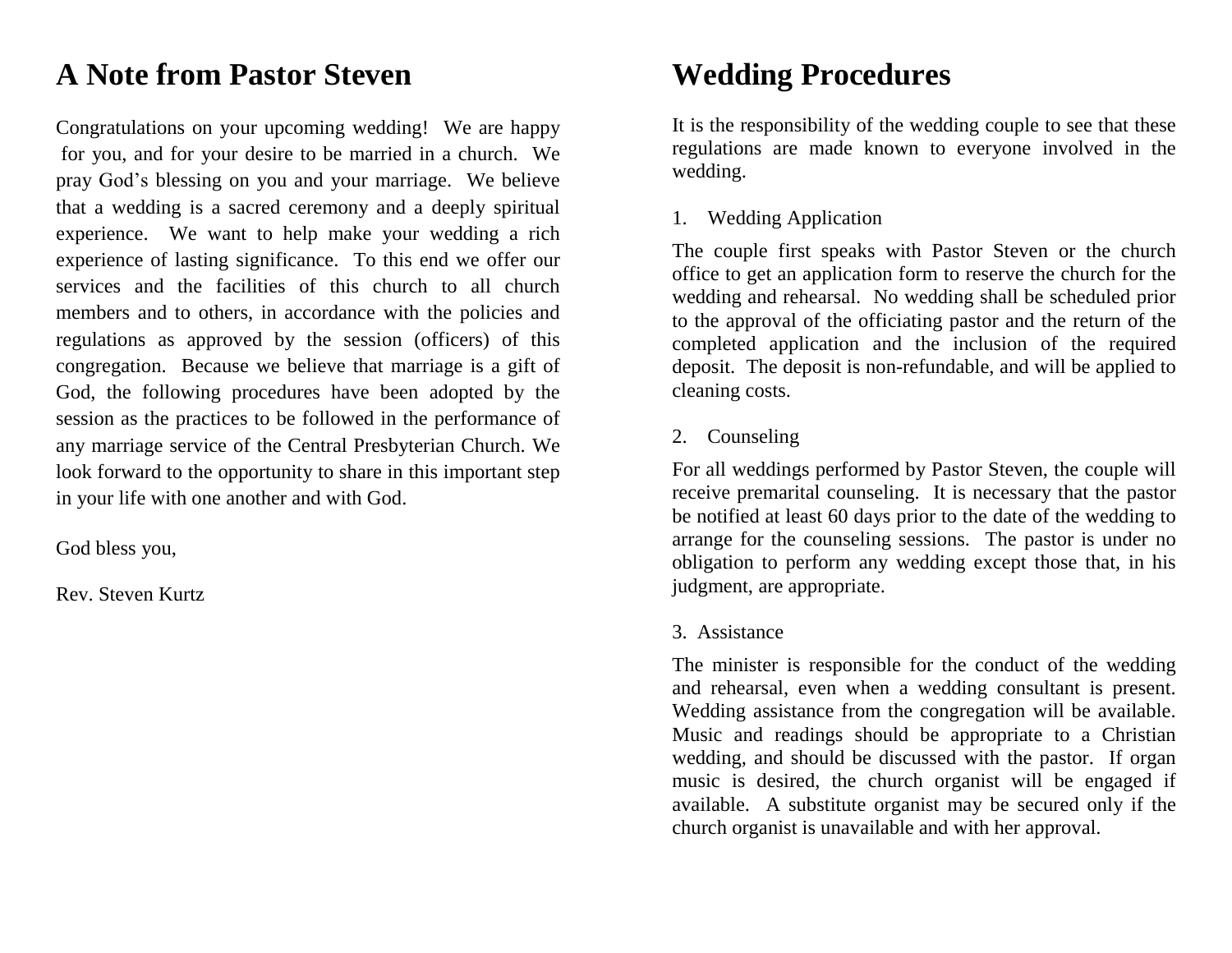# A Note from Pastor Steven

Congratulations on your upcoming wedding! We are happy for you, and for your desire to be married in a church. We pray God's blessing on you and your marriage. We believe that a wedding is a sacred ceremony and a deeply spiritual experience. We want to help make your wedding a rich experience of lasting significance. To this end we offer our services and the facilities of this church to all church members and to others, in accordance with the policies and regulations as approved by the session (officers) of this congregation. Because we believe that marriage is a gift of God, the following procedures have been adopted by the session as the practices to be followed in the performance of any marriage service of the Central Presbyterian Church. We look forward to the opportunity to share in this important step in your life with one another and with God.

God bless you,

Rev. Steven Kurtz

# Wedding Procedures

It is the responsibility of the wedding couple to see that these regulations are made known to everyone involved in the wedding.

1. Wedding Application

The couple first speaks with Pastor Steven or the church office to get an application form to reserve the church for the wedding and rehearsal. No wedding shall be scheduled prior to the approval of the officiating pastor and the return of the completed application and the inclusion of the required deposit. The deposit is non-refundable, and will be applied to cleaning costs.

2. Counseling

For all weddings performed by Pastor Steven, the couple will receive premarital counseling. It is necessary that the pastor be notified at least 60 days prior to the date of the wedding to arrange for the counseling sessions. The pastor is under no obligation to perform any wedding except those that, in his judgment, are appropriate.

3. Assistance

The minister is responsible for the conduct of the wedding and rehearsal, even when a wedding consultant is present. Wedding assistance from the congregation will be available. Music and readings should be appropriate to a Christian wedding, and should be discussed with the pastor. If organ music is desired, the church organist will be engaged if available. A substitute organist may be secured only if the church organist is unavailable and with her approval.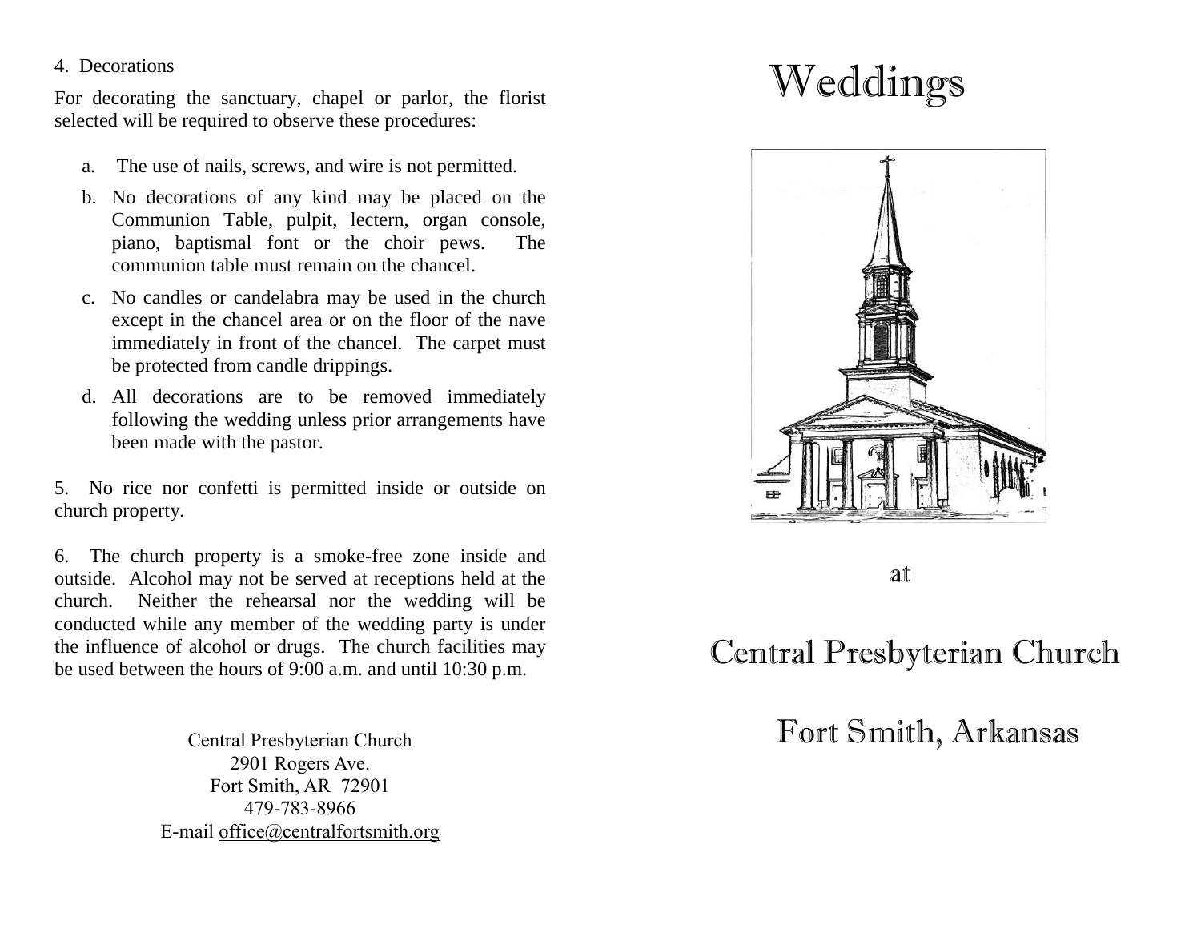4. Decorations

For decorating the sanctuary, chapel or parlor, the florist selected will be required to observe these procedures:

a. The use of nails, screws, and wire is not permitted.
b. No decorations of any kind may be placed on the Communion Table, pulpit, lectern, organ console, piano, baptismal font or the choir pews. The communion table must remain on the chancel.
c. No candles or candelabra may be used in the church except in the chancel area or on the floor of the nave immediately in front of the chancel. The carpet must be protected from candle drippings.
d. All decorations are to be removed immediately following the wedding unless prior arrangements have been made with the pastor.

5. No rice nor confetti is permitted inside or outside on church property.

6. The church property is a smoke-free zone inside and outside. Alcohol may not be served at receptions held at the church. Neither the rehearsal nor the wedding will be conducted while any member of the wedding party is under the influence of alcohol or drugs. The church facilities may be used between the hours of 9:00 a.m. and until 10:30 p.m.

Central Presbyterian Church
2901 Rogers Ave.
Fort Smith, AR 72901
479-783-8966
E-mail office@centralfortsmith.org

# Weddings

at

## Central Presbyterian Church

## Fort Smith, Arkansas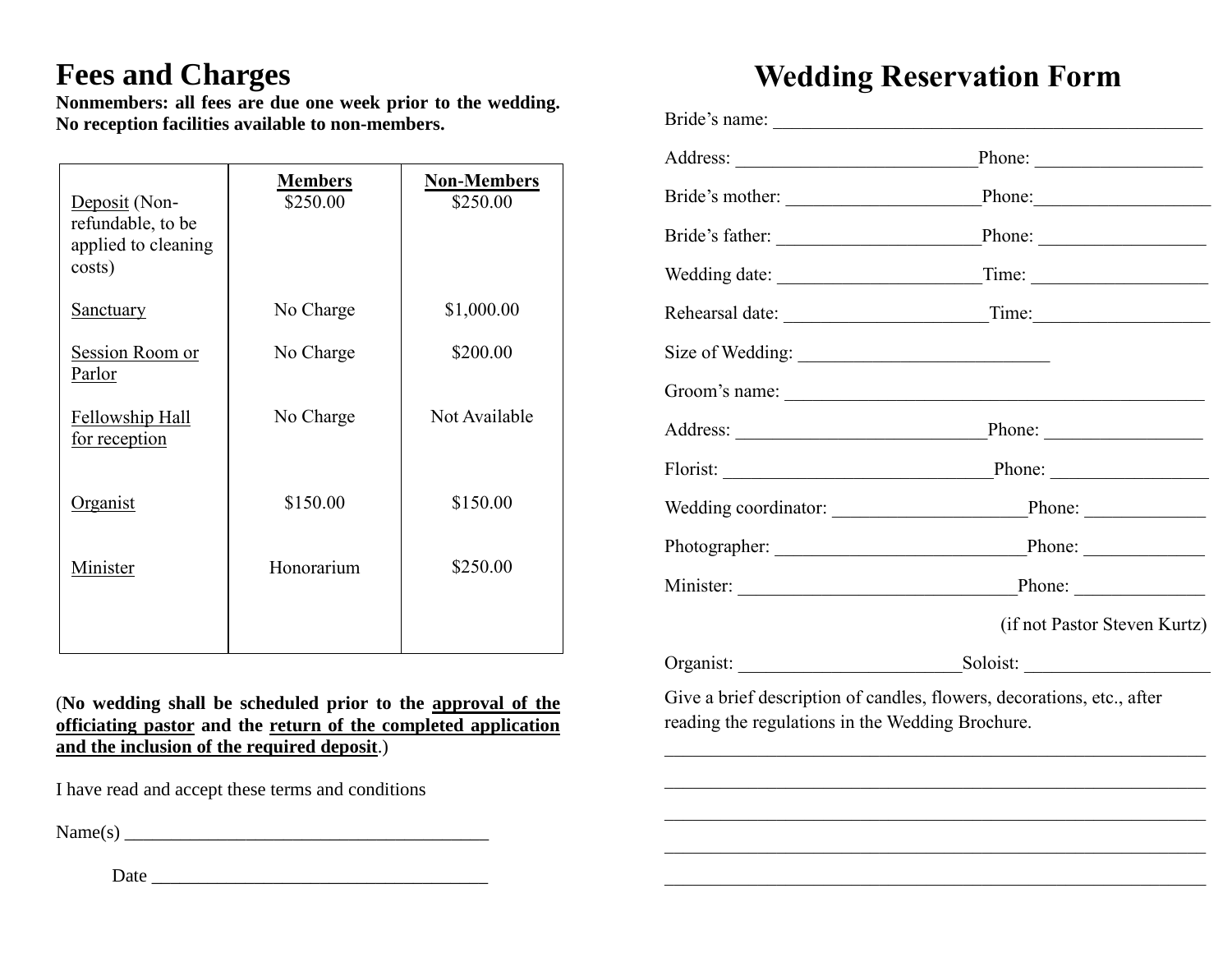# Fees and Charges

**Nonmembers: all fees are due one week prior to the wedding. No reception facilities available to non-members.**

| | Members | Non-Members |
|---|---|---|
| Deposit (Non-refundable, to be applied to cleaning costs) | $250.00 | $250.00 |
| Sanctuary | No Charge | $1,000.00 |
| Session Room or Parlor | No Charge | $200.00 |
| Fellowship Hall for reception | No Charge | Not Available |
| Organist | $150.00 | $150.00 |
| Minister | Honorarium | $250.00 |

(**No wedding shall be scheduled prior to the <u>approval of the officiating pastor</u> and the <u>return of the completed application and the inclusion of the required deposit</u>**.)

I have read and accept these terms and conditions

Name(s) ________________________________________

Date ____________________________________

# Wedding Reservation Form

Bride's name: ________________________________________________

Address: ___________________________Phone: __________________

Bride's mother: _____________________Phone:___________________

Bride's father: ______________________Phone: __________________

Wedding date: ______________________Time: ___________________

Rehearsal date: ______________________Time:___________________

Size of Wedding: ___________________________

Groom's name: _______________________________________________

Address: ____________________________Phone: _________________

Florist: ______________________________Phone: _________________

Wedding coordinator: _____________________Phone: _____________

Photographer: ___________________________Phone: _____________

Minister: ______________________________Phone: ______________

(if not Pastor Steven Kurtz)

Organist: ________________________Soloist: ____________________

Give a brief description of candles, flowers, decorations, etc., after reading the regulations in the Wedding Brochure.

_____________________________________________________________

_____________________________________________________________

_____________________________________________________________

_____________________________________________________________

_____________________________________________________________